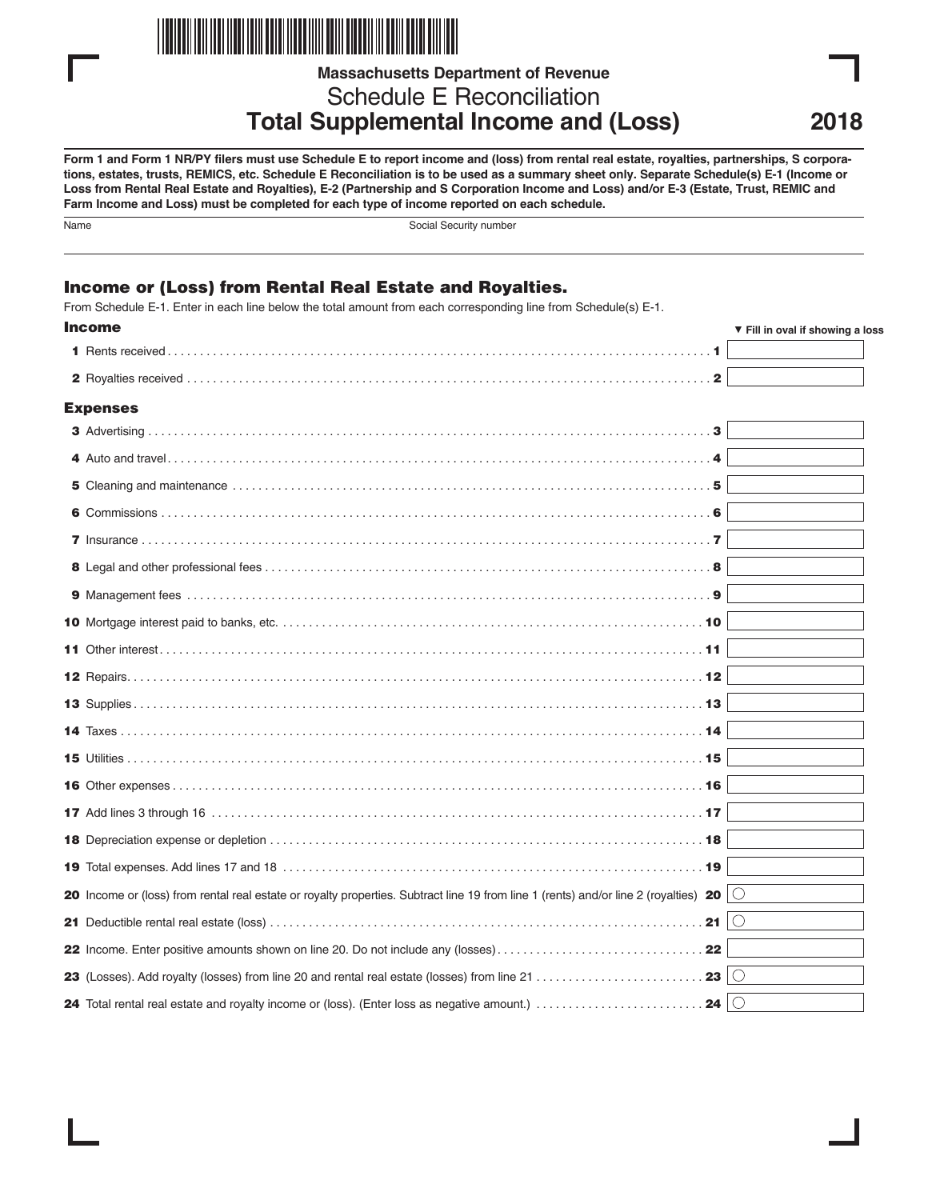Massachusetts Department of Revenue

# Schedule E Reconciliation
# Total Supplemental Income and (Loss)

2018

**Form 1 and Form 1 NR/PY filers must use Schedule E to report income and (loss) from rental real estate, royalties, partnerships, S corporations, estates, trusts, REMICS, etc. Schedule E Reconciliation is to be used as a summary sheet only. Separate Schedule(s) E-1 (Income or Loss from Rental Real Estate and Royalties), E-2 (Partnership and S Corporation Income and Loss) and/or E-3 (Estate, Trust, REMIC and Farm Income and Loss) must be completed for each type of income reported on each schedule.**

Name | Social Security number

## Income or (Loss) from Rental Real Estate and Royalties.

From Schedule E-1. Enter in each line below the total amount from each corresponding line from Schedule(s) E-1.

### Income

▼ Fill in oval if showing a loss

| | | |
|---|---|---|
| **1** Rents received | **1** | |
| **2** Royalties received | **2** | |

### Expenses

| | | |
|---|---|---|
| **3** Advertising | **3** | |
| **4** Auto and travel | **4** | |
| **5** Cleaning and maintenance | **5** | |
| **6** Commissions | **6** | |
| **7** Insurance | **7** | |
| **8** Legal and other professional fees | **8** | |
| **9** Management fees | **9** | |
| **10** Mortgage interest paid to banks, etc. | **10** | |
| **11** Other interest | **11** | |
| **12** Repairs | **12** | |
| **13** Supplies | **13** | |
| **14** Taxes | **14** | |
| **15** Utilities | **15** | |
| **16** Other expenses | **16** | |
| **17** Add lines 3 through 16 | **17** | |
| **18** Depreciation expense or depletion | **18** | |
| **19** Total expenses. Add lines 17 and 18 | **19** | |
| **20** Income or (loss) from rental real estate or royalty properties. Subtract line 19 from line 1 (rents) and/or line 2 (royalties) | **20** | ○ |
| **21** Deductible rental real estate (loss) | **21** | ○ |
| **22** Income. Enter positive amounts shown on line 20. Do not include any (losses) | **22** | |
| **23** (Losses). Add royalty (losses) from line 20 and rental real estate (losses) from line 21 | **23** | ○ |
| **24** Total rental real estate and royalty income or (loss). (Enter loss as negative amount.) | **24** | ○ |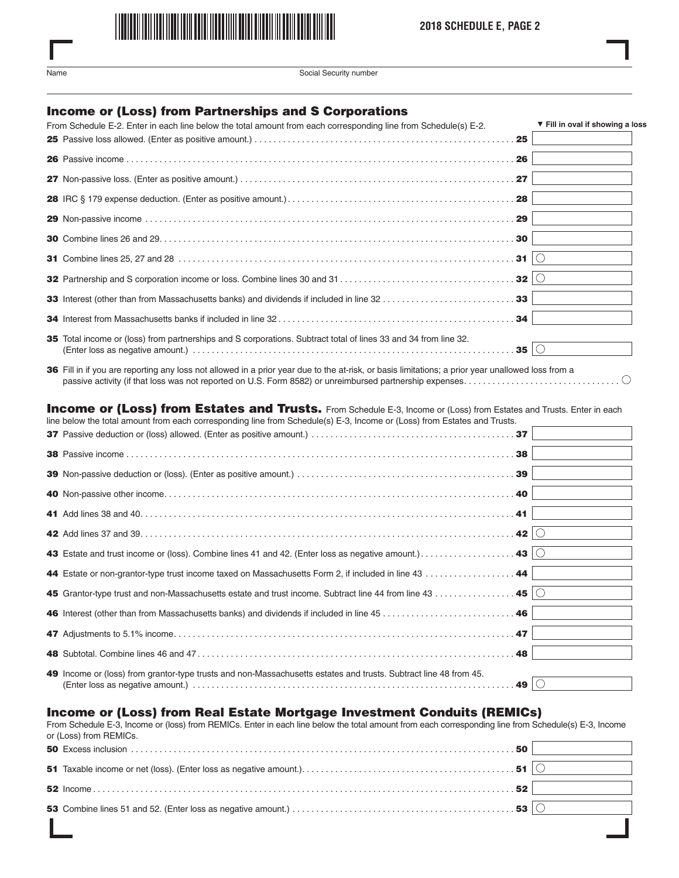2018 SCHEDULE E, PAGE 2

Name | Social Security number

## Income or (Loss) from Partnerships and S Corporations

From Schedule E-2. Enter in each line below the total amount from each corresponding line from Schedule(s) E-2.

▼ Fill in oval if showing a loss

| Line | Description | Amount |
|---|---|---|
| 25 | Passive loss allowed. (Enter as positive amount.) | |
| 26 | Passive income | |
| 27 | Non-passive loss. (Enter as positive amount.) | |
| 28 | IRC § 179 expense deduction. (Enter as positive amount.) | |
| 29 | Non-passive income | |
| 30 | Combine lines 26 and 29 | |
| 31 | Combine lines 25, 27 and 28 | ○ |
| 32 | Partnership and S corporation income or loss. Combine lines 30 and 31 | ○ |
| 33 | Interest (other than from Massachusetts banks) and dividends if included in line 32 | |
| 34 | Interest from Massachusetts banks if included in line 32 | |
| 35 | Total income or (loss) from partnerships and S corporations. Subtract total of lines 33 and 34 from line 32. (Enter loss as negative amount.) | ○ |

**36** Fill in if you are reporting any loss not allowed in a prior year due to the at-risk, or basis limitations; a prior year unallowed loss from a passive activity (if that loss was not reported on U.S. Form 8582) or unreimbursed partnership expenses. ○

## Income or (Loss) from Estates and Trusts.

From Schedule E-3, Income or (Loss) from Estates and Trusts. Enter in each line below the total amount from each corresponding line from Schedule(s) E-3, Income or (Loss) from Estates and Trusts.

| Line | Description | Amount |
|---|---|---|
| 37 | Passive deduction or (loss) allowed. (Enter as positive amount.) | |
| 38 | Passive income | |
| 39 | Non-passive deduction or (loss). (Enter as positive amount.) | |
| 40 | Non-passive other income | |
| 41 | Add lines 38 and 40 | |
| 42 | Add lines 37 and 39 | ○ |
| 43 | Estate and trust income or (loss). Combine lines 41 and 42. (Enter loss as negative amount.) | ○ |
| 44 | Estate or non-grantor-type trust income taxed on Massachusetts Form 2, if included in line 43 | |
| 45 | Grantor-type trust and non-Massachusetts estate and trust income. Subtract line 44 from line 43 | ○ |
| 46 | Interest (other than from Massachusetts banks) and dividends if included in line 45 | |
| 47 | Adjustments to 5.1% income | |
| 48 | Subtotal. Combine lines 46 and 47 | |
| 49 | Income or (loss) from grantor-type trusts and non-Massachusetts estates and trusts. Subtract line 48 from 45. (Enter loss as negative amount.) | ○ |

## Income or (Loss) from Real Estate Mortgage Investment Conduits (REMICs)

From Schedule E-3, Income or (loss) from REMICs. Enter in each line below the total amount from each corresponding line from Schedule(s) E-3, Income or (Loss) from REMICs.

| Line | Description | Amount |
|---|---|---|
| 50 | Excess inclusion | |
| 51 | Taxable income or net (loss). (Enter loss as negative amount.) | ○ |
| 52 | Income | |
| 53 | Combine lines 51 and 52. (Enter loss as negative amount.) | ○ |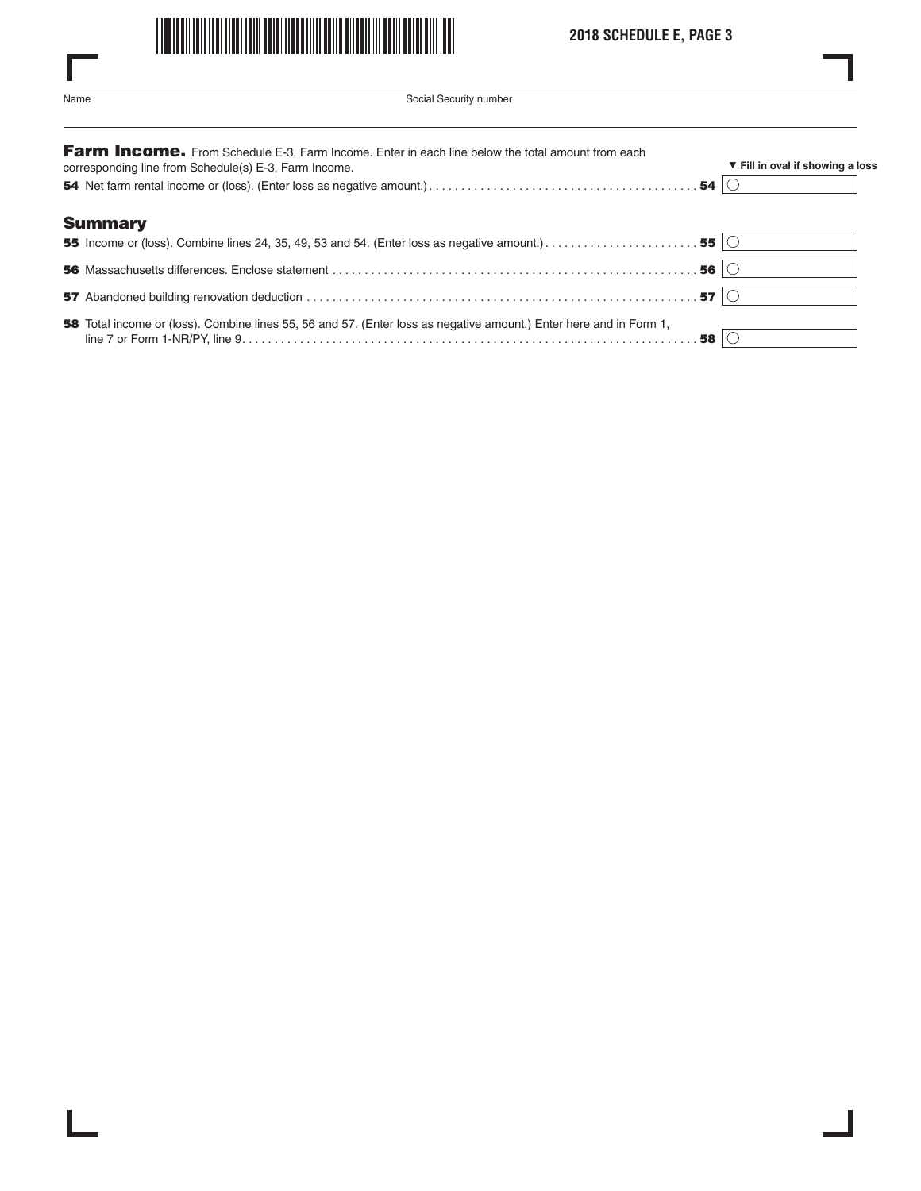Name | Social Security number

## Farm Income.

From Schedule E-3, Farm Income. Enter in each line below the total amount from each corresponding line from Schedule(s) E-3, Farm Income.

▼ Fill in oval if showing a loss

| Line | Description | Amount |
|---|---|---|
| 54 | Net farm rental income or (loss). (Enter loss as negative amount.) | |

## Summary

| Line | Description | Amount |
|---|---|---|
| 55 | Income or (loss). Combine lines 24, 35, 49, 53 and 54. (Enter loss as negative amount.) | |
| 56 | Massachusetts differences. Enclose statement | |
| 57 | Abandoned building renovation deduction | |
| 58 | Total income or (loss). Combine lines 55, 56 and 57. (Enter loss as negative amount.) Enter here and in Form 1, line 7 or Form 1-NR/PY, line 9 | |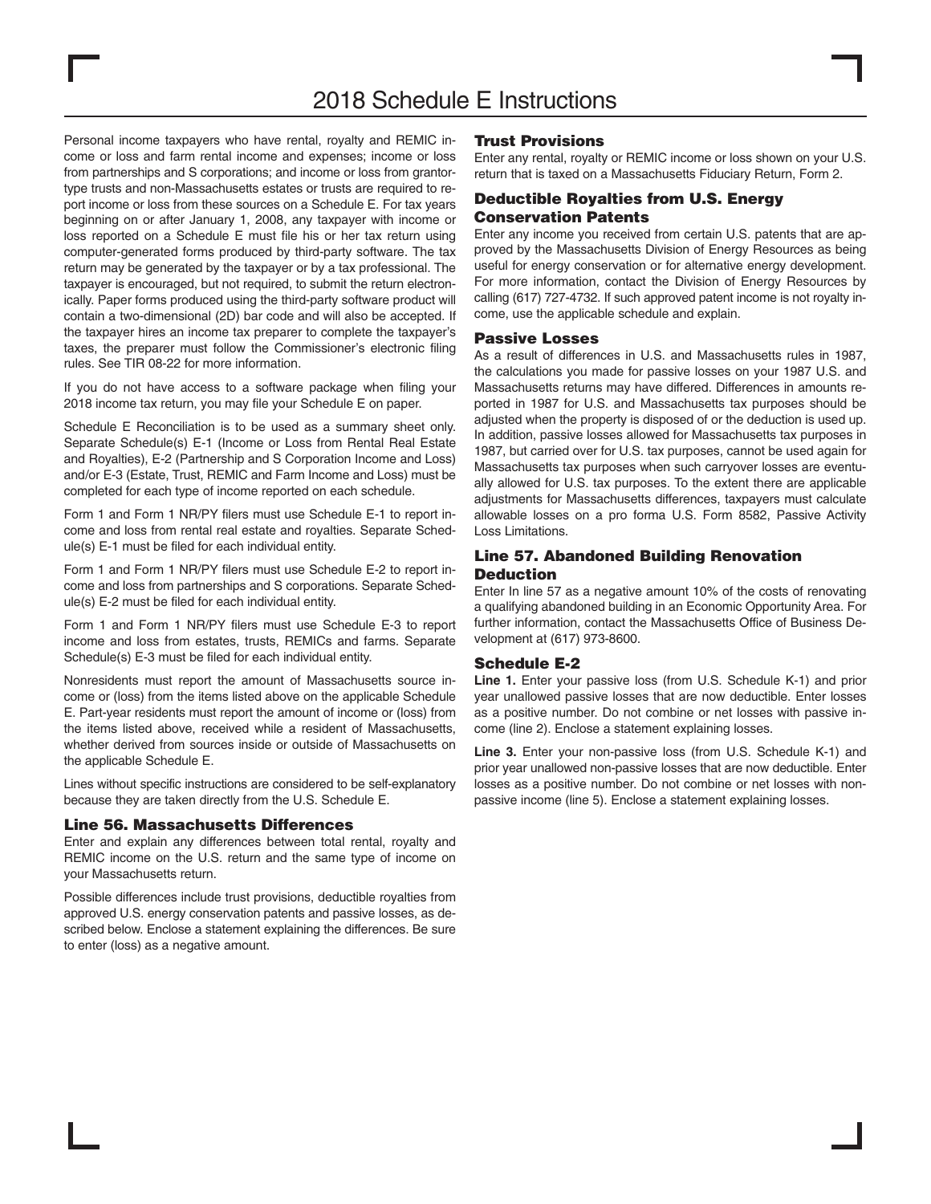# 2018 Schedule E Instructions

Personal income taxpayers who have rental, royalty and REMIC income or loss and farm rental income and expenses; income or loss from partnerships and S corporations; and income or loss from grantor-type trusts and non-Massachusetts estates or trusts are required to report income or loss from these sources on a Schedule E. For tax years beginning on or after January 1, 2008, any taxpayer with income or loss reported on a Schedule E must file his or her tax return using computer-generated forms produced by third-party software. The tax return may be generated by the taxpayer or by a tax professional. The taxpayer is encouraged, but not required, to submit the return electronically. Paper forms produced using the third-party software product will contain a two-dimensional (2D) bar code and will also be accepted. If the taxpayer hires an income tax preparer to complete the taxpayer's taxes, the preparer must follow the Commissioner's electronic filing rules. See TIR 08-22 for more information.

If you do not have access to a software package when filing your 2018 income tax return, you may file your Schedule E on paper.

Schedule E Reconciliation is to be used as a summary sheet only. Separate Schedule(s) E-1 (Income or Loss from Rental Real Estate and Royalties), E-2 (Partnership and S Corporation Income and Loss) and/or E-3 (Estate, Trust, REMIC and Farm Income and Loss) must be completed for each type of income reported on each schedule.

Form 1 and Form 1 NR/PY filers must use Schedule E-1 to report income and loss from rental real estate and royalties. Separate Schedule(s) E-1 must be filed for each individual entity.

Form 1 and Form 1 NR/PY filers must use Schedule E-2 to report income and loss from partnerships and S corporations. Separate Schedule(s) E-2 must be filed for each individual entity.

Form 1 and Form 1 NR/PY filers must use Schedule E-3 to report income and loss from estates, trusts, REMICs and farms. Separate Schedule(s) E-3 must be filed for each individual entity.

Nonresidents must report the amount of Massachusetts source income or (loss) from the items listed above on the applicable Schedule E. Part-year residents must report the amount of income or (loss) from the items listed above, received while a resident of Massachusetts, whether derived from sources inside or outside of Massachusetts on the applicable Schedule E.

Lines without specific instructions are considered to be self-explanatory because they are taken directly from the U.S. Schedule E.

### Line 56. Massachusetts Differences

Enter and explain any differences between total rental, royalty and REMIC income on the U.S. return and the same type of income on your Massachusetts return.

Possible differences include trust provisions, deductible royalties from approved U.S. energy conservation patents and passive losses, as described below. Enclose a statement explaining the differences. Be sure to enter (loss) as a negative amount.

### Trust Provisions

Enter any rental, royalty or REMIC income or loss shown on your U.S. return that is taxed on a Massachusetts Fiduciary Return, Form 2.

### Deductible Royalties from U.S. Energy Conservation Patents

Enter any income you received from certain U.S. patents that are approved by the Massachusetts Division of Energy Resources as being useful for energy conservation or for alternative energy development. For more information, contact the Division of Energy Resources by calling (617) 727-4732. If such approved patent income is not royalty income, use the applicable schedule and explain.

### Passive Losses

As a result of differences in U.S. and Massachusetts rules in 1987, the calculations you made for passive losses on your 1987 U.S. and Massachusetts returns may have differed. Differences in amounts reported in 1987 for U.S. and Massachusetts tax purposes should be adjusted when the property is disposed of or the deduction is used up. In addition, passive losses allowed for Massachusetts tax purposes in 1987, but carried over for U.S. tax purposes, cannot be used again for Massachusetts tax purposes when such carryover losses are eventually allowed for U.S. tax purposes. To the extent there are applicable adjustments for Massachusetts differences, taxpayers must calculate allowable losses on a pro forma U.S. Form 8582, Passive Activity Loss Limitations.

### Line 57. Abandoned Building Renovation Deduction

Enter In line 57 as a negative amount 10% of the costs of renovating a qualifying abandoned building in an Economic Opportunity Area. For further information, contact the Massachusetts Office of Business Development at (617) 973-8600.

### Schedule E-2

**Line 1.** Enter your passive loss (from U.S. Schedule K-1) and prior year unallowed passive losses that are now deductible. Enter losses as a positive number. Do not combine or net losses with passive income (line 2). Enclose a statement explaining losses.

**Line 3.** Enter your non-passive loss (from U.S. Schedule K-1) and prior year unallowed non-passive losses that are now deductible. Enter losses as a positive number. Do not combine or net losses with non-passive income (line 5). Enclose a statement explaining losses.